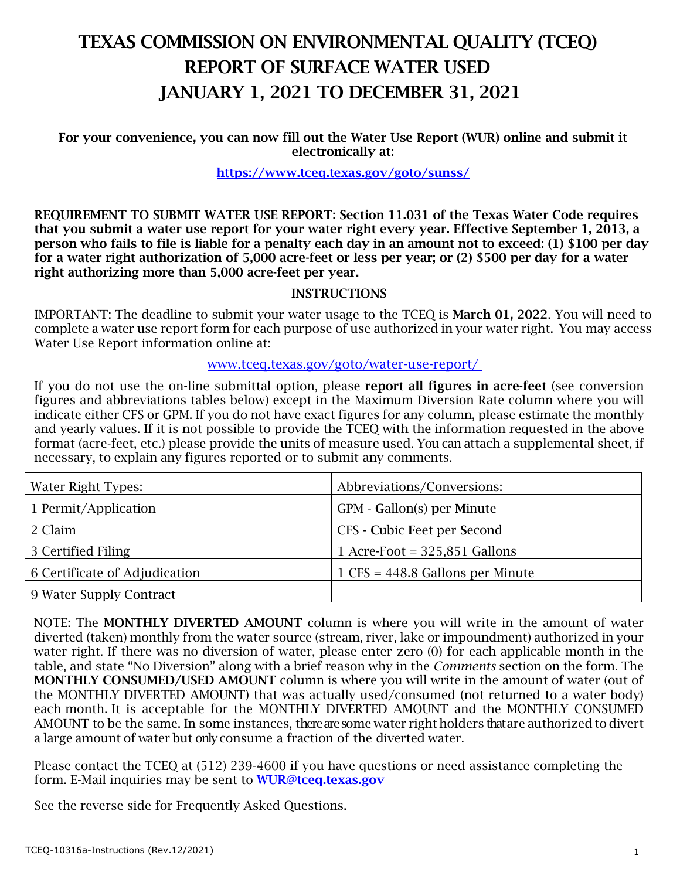# TEXAS COMMISSION ON ENVIRONMENTAL QUALITY (TCEQ) REPORT OF SURFACE WATER USED JANUARY 1, 2021 TO DECEMBER 31, 2021

**For your convenience, you can now fill out the Water Use Report (WUR) online and submit it electronically at:**

**https://www.tceq.texas.gov/goto/sunss/**

**REQUIREMENT TO SUBMIT WATER USE REPORT: Section 11.031 of the Texas Water Code requires that you submit a water use report for your water right every year. Effective September 1, 2013, a person who fails to file is liable for a penalty each day in an amount not to exceed: (1) $100 per day for a water right authorization of 5,000 acre-feet or less per year; or (2) $500 per day for a water right authorizing more than 5,000 acre-feet per year.**

## INSTRUCTIONS

IMPORTANT: The deadline to submit your water usage to the TCEQ is **March 01, 2022**. You will need to complete a water use report form for each purpose of use authorized in your water right. You may access Water Use Report information online at:

www.tceq.texas.gov/goto/water-use-report/

If you do not use the on-line submittal option, please **report all figures in acre-feet** (see conversion figures and abbreviations tables below) except in the Maximum Diversion Rate column where you will indicate either CFS or GPM. If you do not have exact figures for any column, please estimate the monthly and yearly values. If it is not possible to provide the TCEQ with the information requested in the above format (acre-feet, etc.) please provide the units of measure used. You can attach a supplemental sheet, if necessary, to explain any figures reported or to submit any comments.

| Water Right Types: | Abbreviations/Conversions: |
|---|---|
| 1 Permit/Application | GPM - **G**allon(s) **p**er **M**inute |
| 2 Claim | CFS - **C**ubic **F**eet per **S**econd |
| 3 Certified Filing | 1 Acre-Foot = 325,851 Gallons |
| 6 Certificate of Adjudication | 1 CFS = 448.8 Gallons per Minute |
| 9 Water Supply Contract | |

NOTE: The **MONTHLY DIVERTED AMOUNT** column is where you will write in the amount of water diverted (taken) monthly from the water source (stream, river, lake or impoundment) authorized in your water right. If there was no diversion of water, please enter zero (0) for each applicable month in the table, and state "No Diversion" along with a brief reason why in the *Comments* section on the form. The **MONTHLY CONSUMED/USED AMOUNT** column is where you will write in the amount of water (out of the MONTHLY DIVERTED AMOUNT) that was actually used/consumed (not returned to a water body) each month. It is acceptable for the MONTHLY DIVERTED AMOUNT and the MONTHLY CONSUMED AMOUNT to be the same. In some instances, there are some water right holders that are authorized to divert a large amount of water but only consume a fraction of the diverted water.

Please contact the TCEQ at (512) 239-4600 if you have questions or need assistance completing the form. E-Mail inquiries may be sent to **WUR@tceq.texas.gov**

See the reverse side for Frequently Asked Questions.

TCEQ-10316a-Instructions (Rev.12/2021)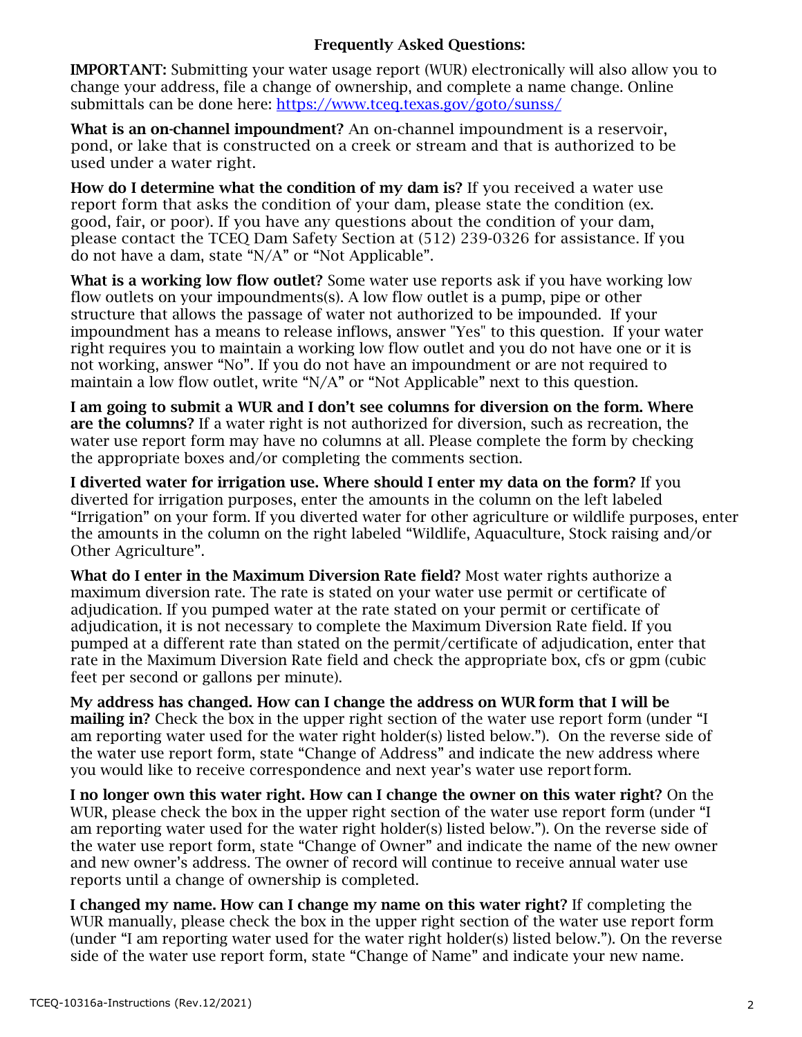## Frequently Asked Questions:

**IMPORTANT:** Submitting your water usage report (WUR) electronically will also allow you to change your address, file a change of ownership, and complete a name change. Online submittals can be done here: https://www.tceq.texas.gov/goto/sunss/

**What is an on-channel impoundment?** An on-channel impoundment is a reservoir, pond, or lake that is constructed on a creek or stream and that is authorized to be used under a water right.

**How do I determine what the condition of my dam is?** If you received a water use report form that asks the condition of your dam, please state the condition (ex. good, fair, or poor). If you have any questions about the condition of your dam, please contact the TCEQ Dam Safety Section at (512) 239-0326 for assistance. If you do not have a dam, state "N/A" or "Not Applicable".

**What is a working low flow outlet?** Some water use reports ask if you have working low flow outlets on your impoundments(s). A low flow outlet is a pump, pipe or other structure that allows the passage of water not authorized to be impounded. If your impoundment has a means to release inflows, answer "Yes" to this question. If your water right requires you to maintain a working low flow outlet and you do not have one or it is not working, answer "No". If you do not have an impoundment or are not required to maintain a low flow outlet, write "N/A" or "Not Applicable" next to this question.

**I am going to submit a WUR and I don't see columns for diversion on the form. Where are the columns?** If a water right is not authorized for diversion, such as recreation, the water use report form may have no columns at all. Please complete the form by checking the appropriate boxes and/or completing the comments section.

**I diverted water for irrigation use. Where should I enter my data on the form?** If you diverted for irrigation purposes, enter the amounts in the column on the left labeled "Irrigation" on your form. If you diverted water for other agriculture or wildlife purposes, enter the amounts in the column on the right labeled "Wildlife, Aquaculture, Stock raising and/or Other Agriculture".

**What do I enter in the Maximum Diversion Rate field?** Most water rights authorize a maximum diversion rate. The rate is stated on your water use permit or certificate of adjudication. If you pumped water at the rate stated on your permit or certificate of adjudication, it is not necessary to complete the Maximum Diversion Rate field. If you pumped at a different rate than stated on the permit/certificate of adjudication, enter that rate in the Maximum Diversion Rate field and check the appropriate box, cfs or gpm (cubic feet per second or gallons per minute).

**My address has changed. How can I change the address on WUR form that I will be mailing in?** Check the box in the upper right section of the water use report form (under "I am reporting water used for the water right holder(s) listed below."). On the reverse side of the water use report form, state "Change of Address" and indicate the new address where you would like to receive correspondence and next year's water use report form.

**I no longer own this water right. How can I change the owner on this water right?** On the WUR, please check the box in the upper right section of the water use report form (under "I am reporting water used for the water right holder(s) listed below."). On the reverse side of the water use report form, state "Change of Owner" and indicate the name of the new owner and new owner's address. The owner of record will continue to receive annual water use reports until a change of ownership is completed.

**I changed my name. How can I change my name on this water right?** If completing the WUR manually, please check the box in the upper right section of the water use report form (under "I am reporting water used for the water right holder(s) listed below."). On the reverse side of the water use report form, state "Change of Name" and indicate your new name.

TCEQ-10316a-Instructions (Rev.12/2021)